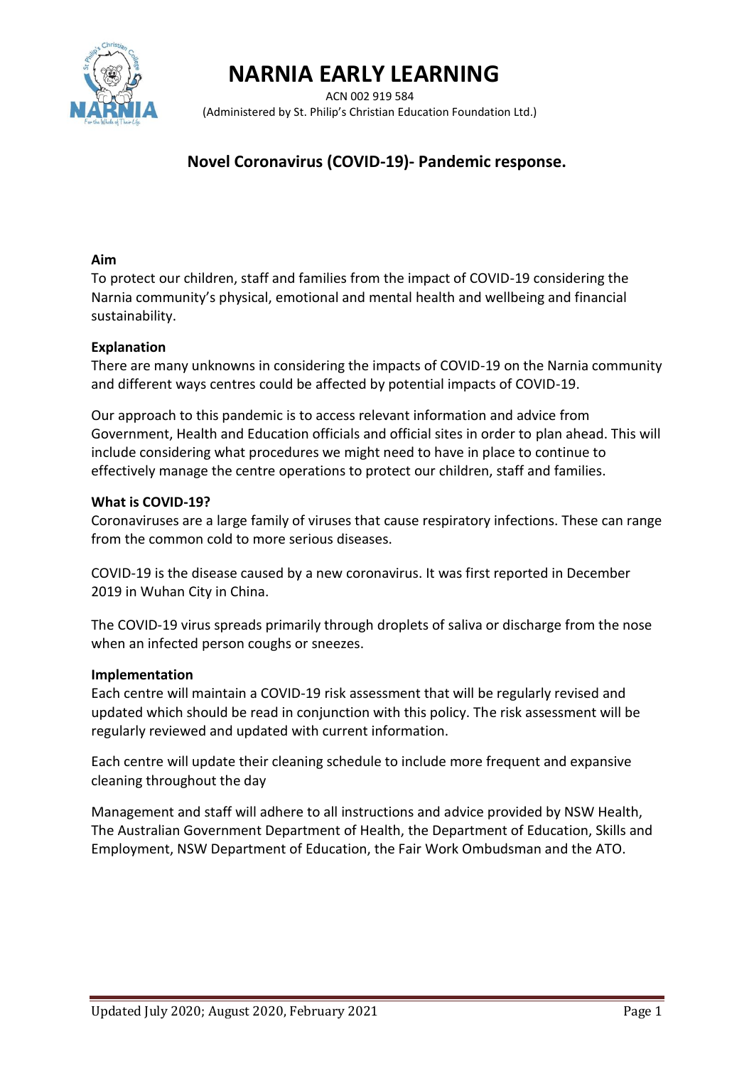// NARNIA EARLY LEARNING

ACN 002 919 584
(Administered by St. Philip's Christian Education Foundation Ltd.)

## Novel Coronavirus (COVID-19)- Pandemic response.

**Aim**
To protect our children, staff and families from the impact of COVID-19 considering the Narnia community's physical, emotional and mental health and wellbeing and financial sustainability.

**Explanation**
There are many unknowns in considering the impacts of COVID-19 on the Narnia community and different ways centres could be affected by potential impacts of COVID-19.

Our approach to this pandemic is to access relevant information and advice from Government, Health and Education officials and official sites in order to plan ahead. This will include considering what procedures we might need to have in place to continue to effectively manage the centre operations to protect our children, staff and families.

**What is COVID-19?**
Coronaviruses are a large family of viruses that cause respiratory infections. These can range from the common cold to more serious diseases.

COVID-19 is the disease caused by a new coronavirus. It was first reported in December 2019 in Wuhan City in China.

The COVID-19 virus spreads primarily through droplets of saliva or discharge from the nose when an infected person coughs or sneezes.

**Implementation**
Each centre will maintain a COVID-19 risk assessment that will be regularly revised and updated which should be read in conjunction with this policy. The risk assessment will be regularly reviewed and updated with current information.

Each centre will update their cleaning schedule to include more frequent and expansive cleaning throughout the day

Management and staff will adhere to all instructions and advice provided by NSW Health, The Australian Government Department of Health, the Department of Education, Skills and Employment, NSW Department of Education, the Fair Work Ombudsman and the ATO.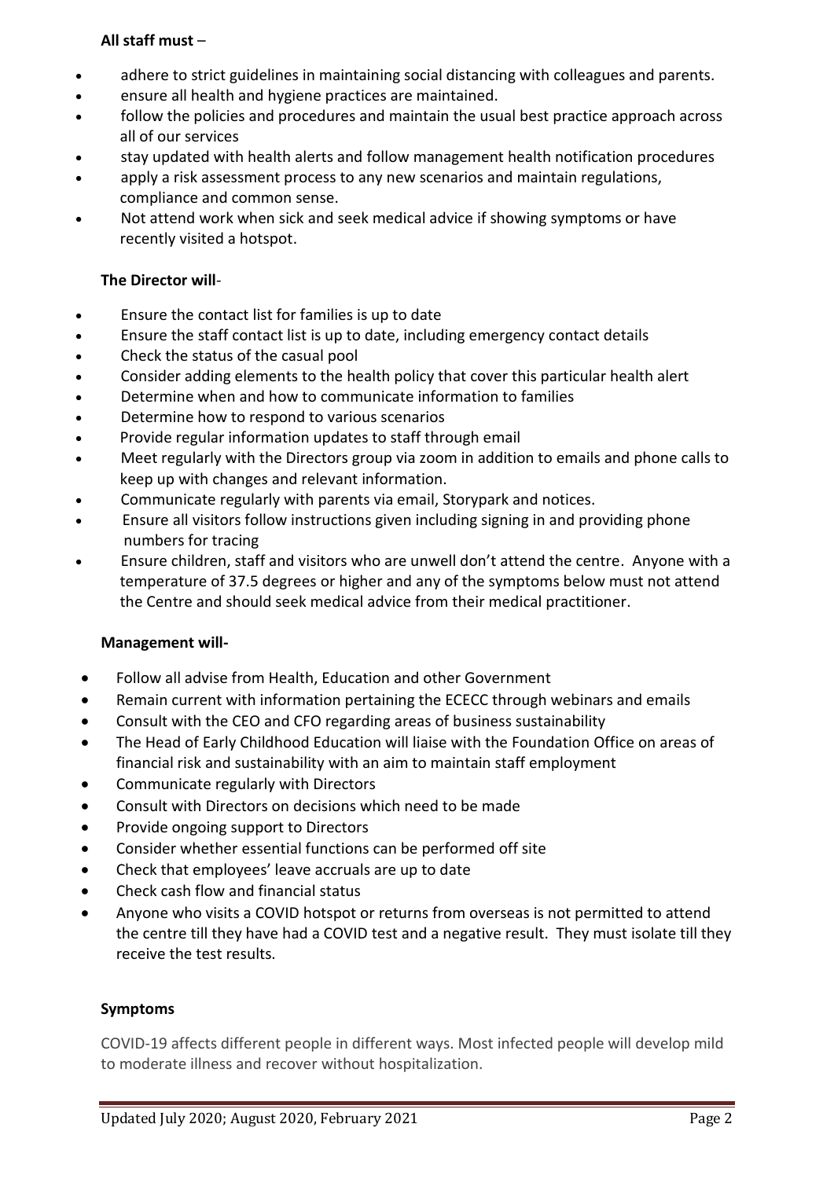**All staff must** –

- adhere to strict guidelines in maintaining social distancing with colleagues and parents.
- ensure all health and hygiene practices are maintained.
- follow the policies and procedures and maintain the usual best practice approach across all of our services
- stay updated with health alerts and follow management health notification procedures
- apply a risk assessment process to any new scenarios and maintain regulations, compliance and common sense.
- Not attend work when sick and seek medical advice if showing symptoms or have recently visited a hotspot.

**The Director will**-

- Ensure the contact list for families is up to date
- Ensure the staff contact list is up to date, including emergency contact details
- Check the status of the casual pool
- Consider adding elements to the health policy that cover this particular health alert
- Determine when and how to communicate information to families
- Determine how to respond to various scenarios
- Provide regular information updates to staff through email
- Meet regularly with the Directors group via zoom in addition to emails and phone calls to keep up with changes and relevant information.
- Communicate regularly with parents via email, Storypark and notices.
- Ensure all visitors follow instructions given including signing in and providing phone numbers for tracing
- Ensure children, staff and visitors who are unwell don't attend the centre. Anyone with a temperature of 37.5 degrees or higher and any of the symptoms below must not attend the Centre and should seek medical advice from their medical practitioner.

**Management will-**

- Follow all advise from Health, Education and other Government
- Remain current with information pertaining the ECECC through webinars and emails
- Consult with the CEO and CFO regarding areas of business sustainability
- The Head of Early Childhood Education will liaise with the Foundation Office on areas of financial risk and sustainability with an aim to maintain staff employment
- Communicate regularly with Directors
- Consult with Directors on decisions which need to be made
- Provide ongoing support to Directors
- Consider whether essential functions can be performed off site
- Check that employees' leave accruals are up to date
- Check cash flow and financial status
- Anyone who visits a COVID hotspot or returns from overseas is not permitted to attend the centre till they have had a COVID test and a negative result. They must isolate till they receive the test results.

**Symptoms**

COVID-19 affects different people in different ways. Most infected people will develop mild to moderate illness and recover without hospitalization.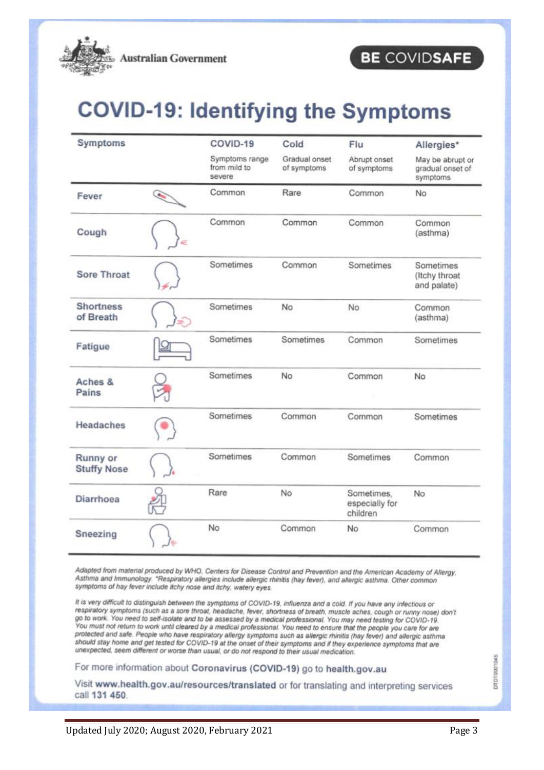Australian Government

**BE COVIDSAFE**

# COVID-19: Identifying the Symptoms

| Symptoms | COVID-19<br>Symptoms range from mild to severe | Cold<br>Gradual onset of symptoms | Flu<br>Abrupt onset of symptoms | Allergies*<br>May be abrupt or gradual onset of symptoms |
|---|---|---|---|---|
| Fever | Common | Rare | Common | No |
| Cough | Common | Common | Common | Common (asthma) |
| Sore Throat | Sometimes | Common | Sometimes | Sometimes (Itchy throat and palate) |
| Shortness of Breath | Sometimes | No | No | Common (asthma) |
| Fatigue | Sometimes | Sometimes | Common | Sometimes |
| Aches & Pains | Sometimes | No | Common | No |
| Headaches | Sometimes | Common | Common | Sometimes |
| Runny or Stuffy Nose | Sometimes | Common | Sometimes | Common |
| Diarrhoea | Rare | No | Sometimes, especially for children | No |
| Sneezing | No | Common | No | Common |

*Adapted from material produced by WHO, Centers for Disease Control and Prevention and the American Academy of Allergy, Asthma and Immunology. *Respiratory allergies include allergic rhinitis (hay fever), and allergic asthma. Other common symptoms of hay fever include itchy nose and itchy, watery eyes.*

*It is very difficult to distinguish between the symptoms of COVID-19, influenza and a cold. If you have any infectious or respiratory symptoms (such as a sore throat, headache, fever, shortness of breath, muscle aches, cough or runny nose) don't go to work. You need to self-isolate and to be assessed by a medical professional. You may need testing for COVID-19. You must not return to work until cleared by a medical professional. You need to ensure that the people you care for are protected and safe. People who have respiratory allergy symptoms such as allergic rhinitis (hay fever) and allergic asthma should stay home and get tested for COVID-19 at the onset of their symptoms and if they experience symptoms that are unexpected, seem different or worse than usual, or do not respond to their usual medication.*

For more information about **Coronavirus (COVID-19)** go to **health.gov.au**

Visit **www.health.gov.au/resources/translated** or for translating and interpreting services call **131 450**.

DT0T0001045

Updated July 2020; August 2020, February 2021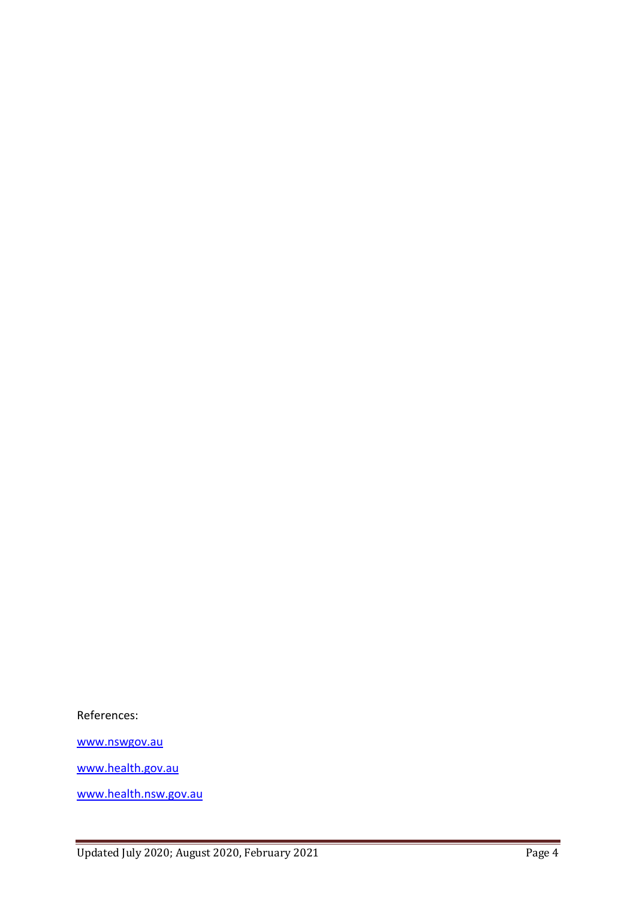References:

www.nswgov.au

www.health.gov.au

www.health.nsw.gov.au

Updated July 2020; August 2020, February 2021